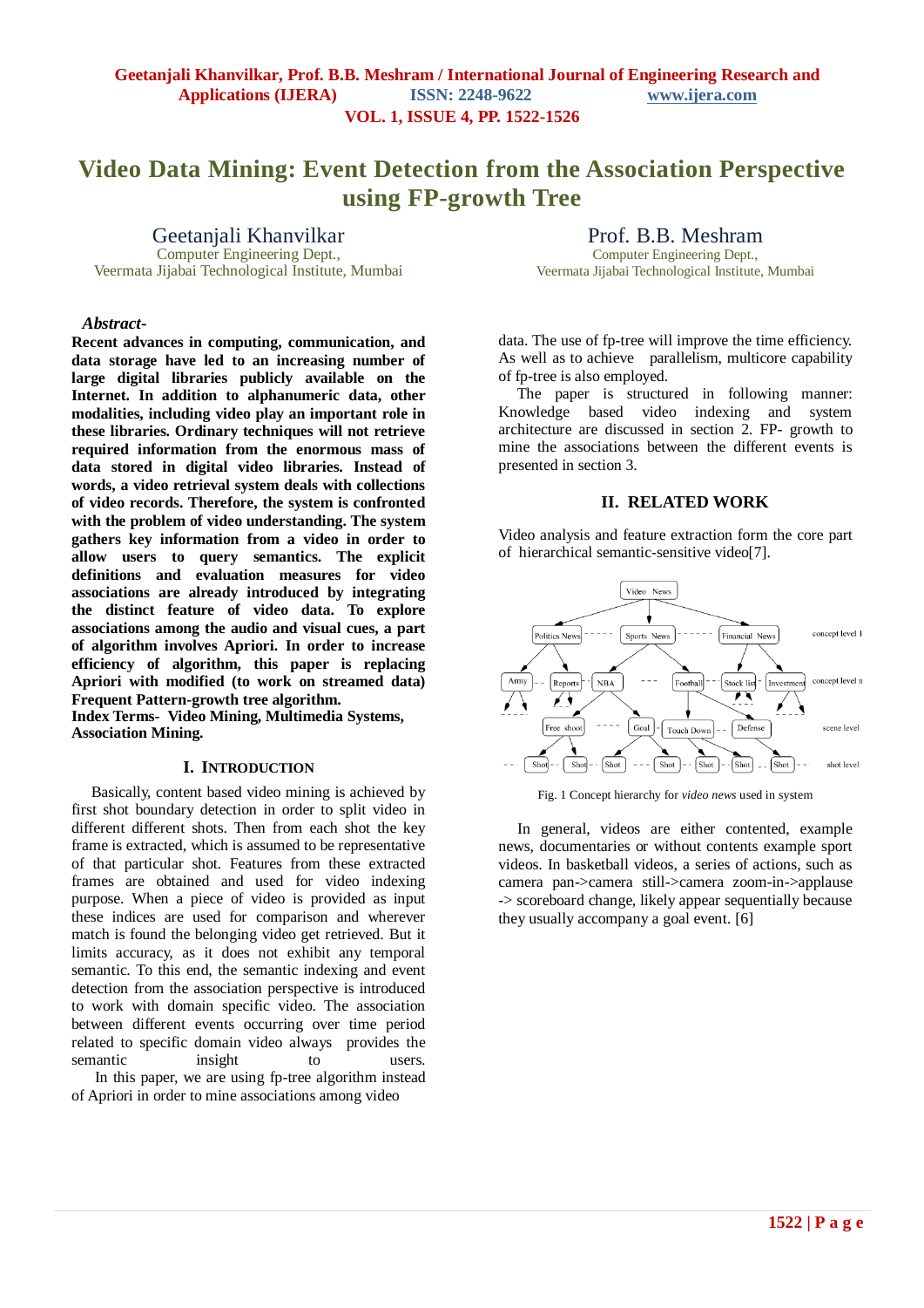# Video Data Mining: Event Detection from the Association Perspective using FP-growth Tree

**Geetanjali Khanvilkar**
Computer Engineering Dept.,
Veermata Jijabai Technological Institute, Mumbai

**Prof. B.B. Meshram**
Computer Engineering Dept.,
Veermata Jijabai Technological Institute, Mumbai

***Abstract-*** **Recent advances in computing, communication, and data storage have led to an increasing number of large digital libraries publicly available on the Internet. In addition to alphanumeric data, other modalities, including video play an important role in these libraries. Ordinary techniques will not retrieve required information from the enormous mass of data stored in digital video libraries. Instead of words, a video retrieval system deals with collections of video records. Therefore, the system is confronted with the problem of video understanding. The system gathers key information from a video in order to allow users to query semantics. The explicit definitions and evaluation measures for video associations are already introduced by integrating the distinct feature of video data. To explore associations among the audio and visual cues, a part of algorithm involves Apriori. In order to increase efficiency of algorithm, this paper is replacing Apriori with modified (to work on streamed data) Frequent Pattern-growth tree algorithm.**

**Index Terms- Video Mining, Multimedia Systems, Association Mining.**

## I. Introduction

Basically, content based video mining is achieved by first shot boundary detection in order to split video in different different shots. Then from each shot the key frame is extracted, which is assumed to be representative of that particular shot. Features from these extracted frames are obtained and used for video indexing purpose. When a piece of video is provided as input these indices are used for comparison and wherever match is found the belonging video get retrieved. But it limits accuracy, as it does not exhibit any temporal semantic. To this end, the semantic indexing and event detection from the association perspective is introduced to work with domain specific video. The association between different events occurring over time period related to specific domain video always provides the semantic insight to users.

In this paper, we are using fp-tree algorithm instead of Apriori in order to mine associations among video data. The use of fp-tree will improve the time efficiency. As well as to achieve parallelism, multicore capability of fp-tree is also employed.

The paper is structured in following manner: Knowledge based video indexing and system architecture are discussed in section 2. FP- growth to mine the associations between the different events is presented in section 3.

## II. Related Work

Video analysis and feature extraction form the core part of hierarchical semantic-sensitive video[7].

Video News
Politics News, Sports News, Financial News — concept level 1
Army, Reports, NBA, Football, Stock list, Investment — concept level n
Free shoot, Goal, Touch Down, Defense — scene level
Shot, Shot, Shot, Shot, Shot, Shot, Shot — shot level

Fig. 1 Concept hierarchy for *video news* used in system

In general, videos are either contented, example news, documentaries or without contents example sport videos. In basketball videos, a series of actions, such as camera pan->camera still->camera zoom-in->applause -> scoreboard change, likely appear sequentially because they usually accompany a goal event. [6]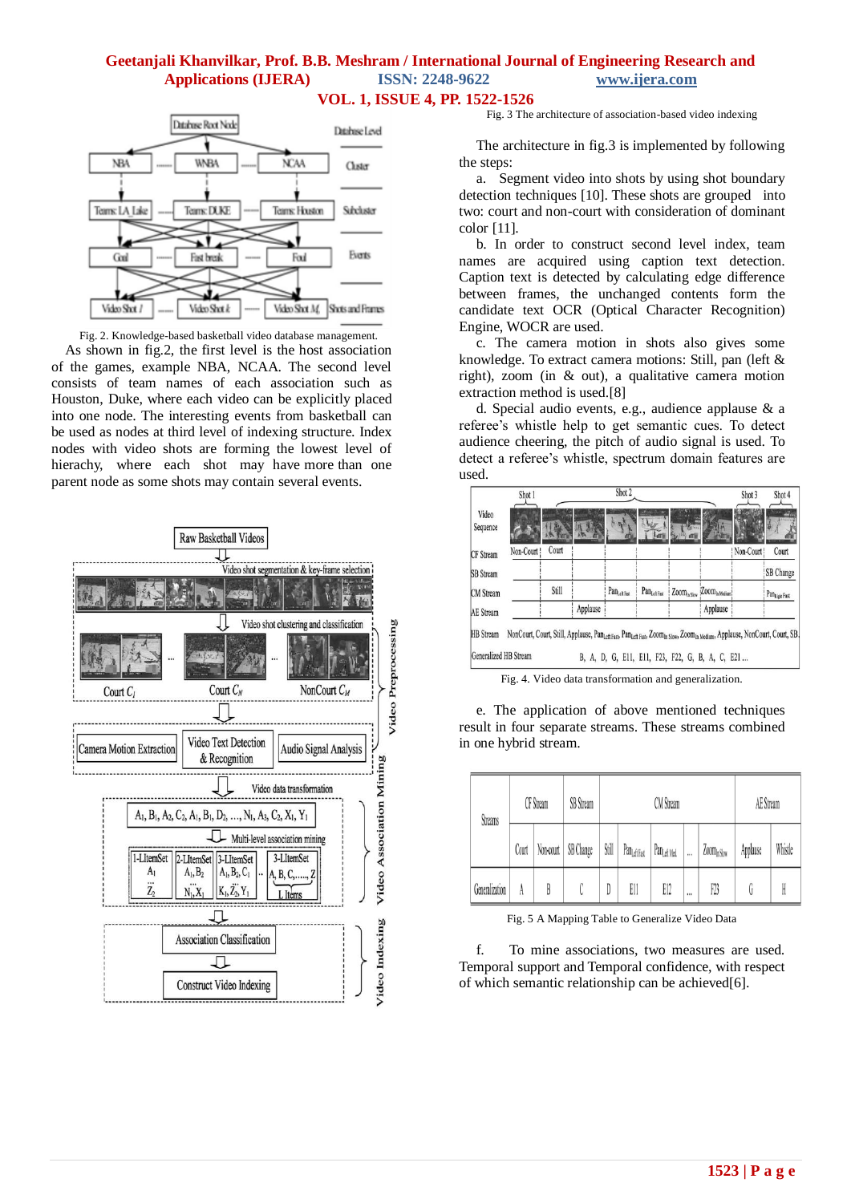Fig. 2. Knowledge-based basketball video database management.

As shown in fig.2, the first level is the host association of the games, example NBA, NCAA. The second level consists of team names of each association such as Houston, Duke, where each video can be explicitly placed into one node. The interesting events from basketball can be used as nodes at third level of indexing structure. Index nodes with video shots are forming the lowest level of hierachy, where each shot may have more than one parent node as some shots may contain several events.

Fig. 3 The architecture of association-based video indexing

The architecture in fig.3 is implemented by following the steps:

a. Segment video into shots by using shot boundary detection techniques [10]. These shots are grouped into two: court and non-court with consideration of dominant color [11].

b. In order to construct second level index, team names are acquired using caption text detection. Caption text is detected by calculating edge difference between frames, the unchanged contents form the candidate text OCR (Optical Character Recognition) Engine, WOCR are used.

c. The camera motion in shots also gives some knowledge. To extract camera motions: Still, pan (left & right), zoom (in & out), a qualitative camera motion extraction method is used.[8]

d. Special audio events, e.g., audience applause & a referee's whistle help to get semantic cues. To detect audience cheering, the pitch of audio signal is used. To detect a referee's whistle, spectrum domain features are used.

Fig. 4. Video data transformation and generalization.

e. The application of above mentioned techniques result in four separate streams. These streams combined in one hybrid stream.

| Streams | CF Stream | | SB Stream | CM Stream | | | | | AE Stream | |
|---|---|---|---|---|---|---|---|---|---|---|
| | Court | Non-court | SB Change | Still | $Pan_{LeftFast}$ | $Pan_{LeftMed.}$ | ... | $Zoom_{InSlow}$ | Applause | Whistle |
| Generalization | A | B | C | D | E11 | E12 | ... | F23 | G | H |

Fig. 5 A Mapping Table to Generalize Video Data

f. To mine associations, two measures are used. Temporal support and Temporal confidence, with respect of which semantic relationship can be achieved[6].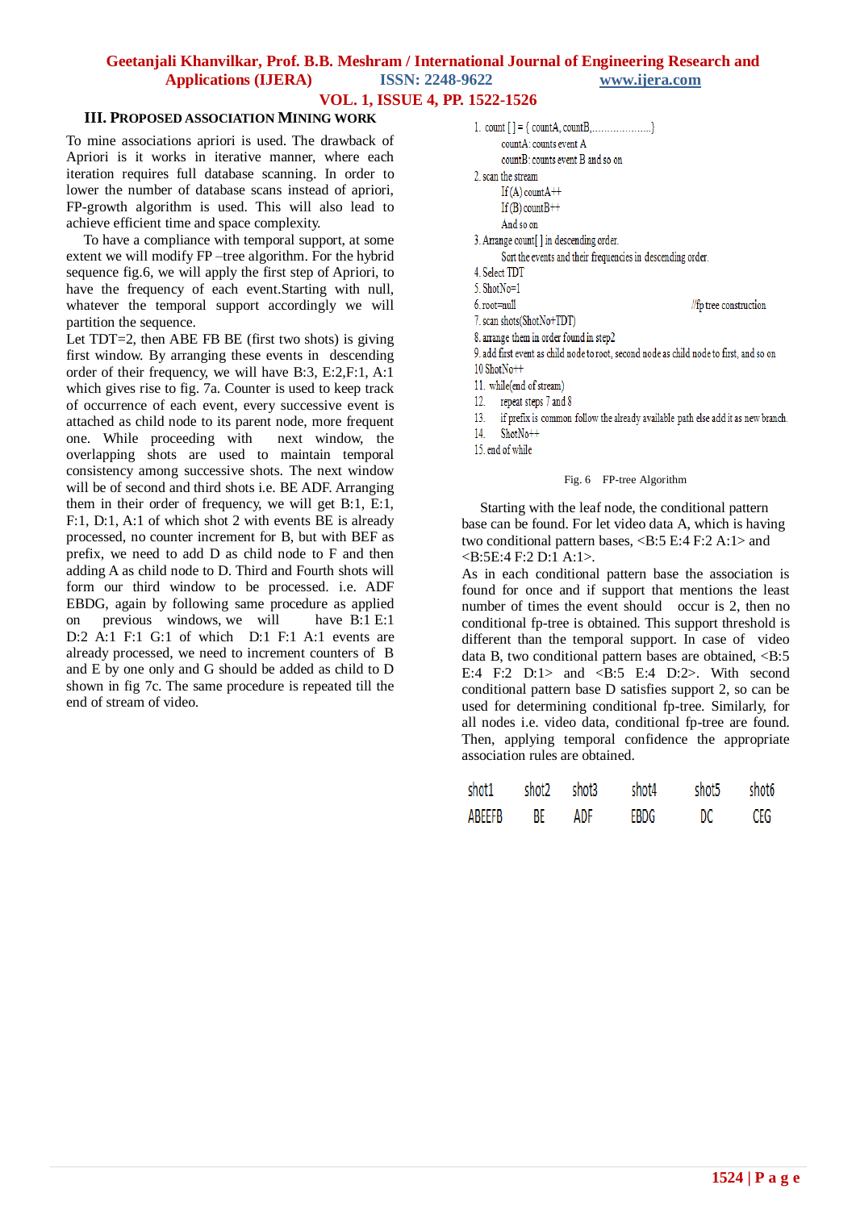### III. PROPOSED ASSOCIATION MINING WORK

To mine associations apriori is used. The drawback of Apriori is it works in iterative manner, where each iteration requires full database scanning. In order to lower the number of database scans instead of apriori, FP-growth algorithm is used. This will also lead to achieve efficient time and space complexity.

To have a compliance with temporal support, at some extent we will modify FP –tree algorithm. For the hybrid sequence fig.6, we will apply the first step of Apriori, to have the frequency of each event.Starting with null, whatever the temporal support accordingly we will partition the sequence.

Let TDT=2, then ABE FB BE (first two shots) is giving first window. By arranging these events in descending order of their frequency, we will have B:3, E:2,F:1, A:1 which gives rise to fig. 7a. Counter is used to keep track of occurrence of each event, every successive event is attached as child node to its parent node, more frequent one. While proceeding with next window, the overlapping shots are used to maintain temporal consistency among successive shots. The next window will be of second and third shots i.e. BE ADF. Arranging them in their order of frequency, we will get B:1, E:1, F:1, D:1, A:1 of which shot 2 with events BE is already processed, no counter increment for B, but with BEF as prefix, we need to add D as child node to F and then adding A as child node to D. Third and Fourth shots will form our third window to be processed. i.e. ADF EBDG, again by following same procedure as applied on previous windows, we will have B:1 E:1 D:2 A:1 F:1 G:1 of which D:1 F:1 A:1 events are already processed, we need to increment counters of B and E by one only and G should be added as child to D shown in fig 7c. The same procedure is repeated till the end of stream of video.

```
1. count [ ] = { countA, countB,..................}
       countA: counts event A
       countB: counts event B and so on
2. scan the stream
       If (A) countA++
       If (B) countB++
       And so on
3. Arrange count[ ] in descending order.
       Sort the events and their frequencies in descending order.
4. Select TDT
5. ShotNo=1
6. root=null                                   //fp tree construction
7. scan shots(ShotNo+TDT)
8. arrange them in order found in step2
9. add first event as child node to root, second node as child node to first, and so on
10 ShotNo++
11. while(end of stream)
12.    repeat steps 7 and 8
13.    if prefix is common follow the already available path else add it as new branch.
14.    ShotNo++
15. end of while
```

Fig. 6 FP-tree Algorithm

Starting with the leaf node, the conditional pattern base can be found. For let video data A, which is having two conditional pattern bases, <B:5 E:4 F:2 A:1> and <B:5E:4 F:2 D:1 A:1>.

As in each conditional pattern base the association is found for once and if support that mentions the least number of times the event should occur is 2, then no conditional fp-tree is obtained. This support threshold is different than the temporal support. In case of video data B, two conditional pattern bases are obtained, <B:5 E:4 F:2 D:1> and <B:5 E:4 D:2>. With second conditional pattern base D satisfies support 2, so can be used for determining conditional fp-tree. Similarly, for all nodes i.e. video data, conditional fp-tree are found. Then, applying temporal confidence the appropriate association rules are obtained.

| shot1 | shot2 | shot3 | shot4 | shot5 | shot6 |
|---|---|---|---|---|---|
| ABEEFB | BE | ADF | EBDG | DC | CEG |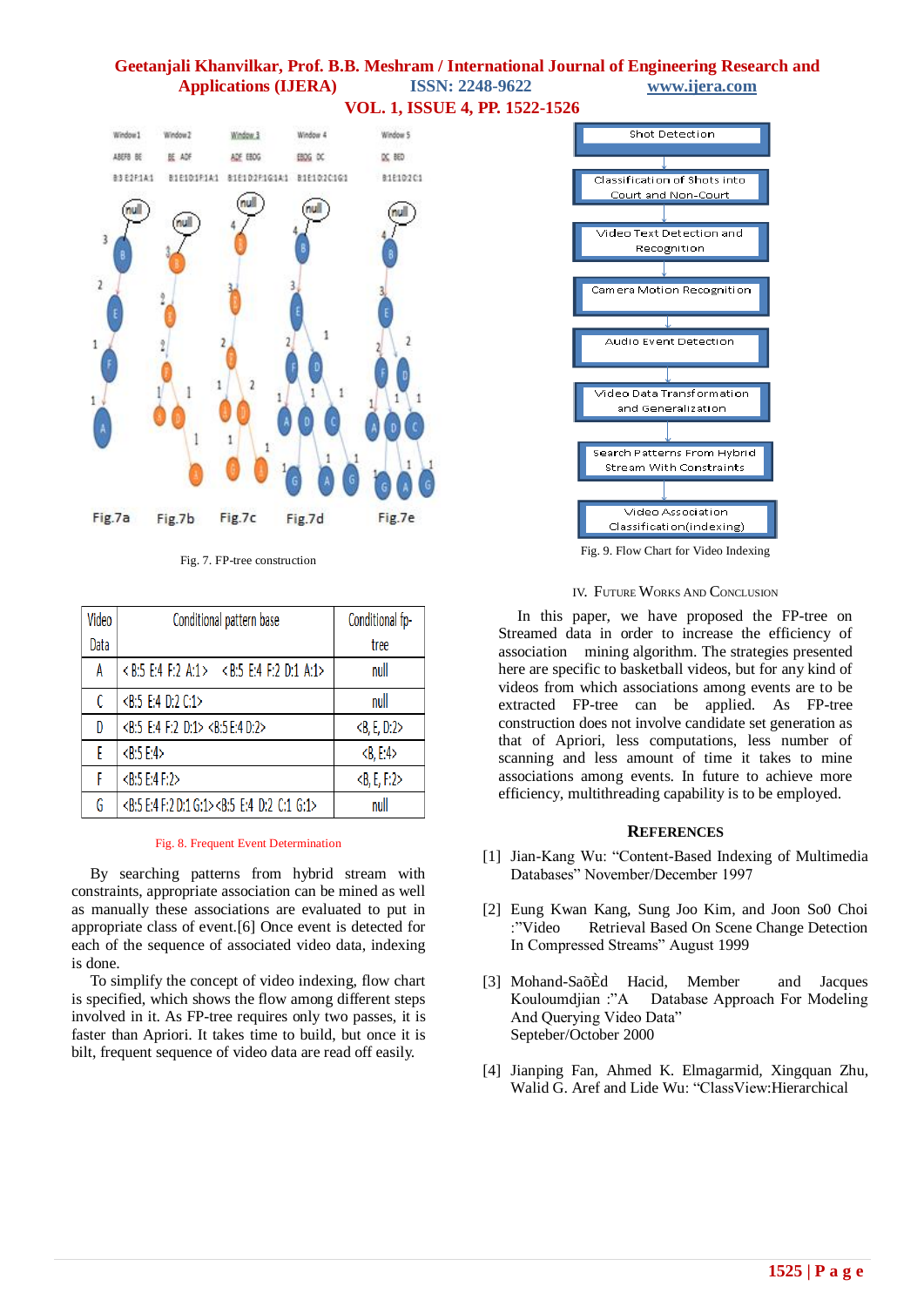Window1 Window2 Window 3 Window 4 Window 5

ABEFB BE | BE ADF | ADE EBDG | EBDG DC | DC BED

B3E2F1A1 | B1E1D1F1A1 | B1E1D2F1G1A1 | B1E1D2C1G1 | B1E1D2C1

Fig.7a Fig.7b Fig.7c Fig.7d Fig.7e

Fig. 7. FP-tree construction

| Video Data | Conditional pattern base | Conditional fp-tree |
|---|---|---|
| A | < B:5 E:4 F:2 A:1 > < B:5 E:4 F:2 D:1 A:1 > | null |
| C | <B:5 E:4 D:2 C:1> | null |
| D | <B:5 E:4 F:2 D:1> <B:5 E:4 D:2> | <B, E, D:2> |
| E | <B:5 E:4> | <B, E:4> |
| F | <B:5 E:4 F:2> | <B, E, F:2> |
| G | <B:5 E:4 F:2 D:1 G:1> <B:5 E:4 D:2 C:1 G:1> | null |

Fig. 8. Frequent Event Determination

By searching patterns from hybrid stream with constraints, appropriate association can be mined as well as manually these associations are evaluated to put in appropriate class of event.[6] Once event is detected for each of the sequence of associated video data, indexing is done.

To simplify the concept of video indexing, flow chart is specified, which shows the flow among different steps involved in it. As FP-tree requires only two passes, it is faster than Apriori. It takes time to build, but once it is bilt, frequent sequence of video data are read off easily.

Shot Detection

Classification of Shots into Court and Non-Court

Video Text Detection and Recognition

Camera Motion Recognition

Audio Event Detection

Video Data Transformation and Generalization

Search Patterns From Hybrid Stream With Constraints

Video Association Classification(indexing)

Fig. 9. Flow Chart for Video Indexing

## IV. Future Works And Conclusion

In this paper, we have proposed the FP-tree on Streamed data in order to increase the efficiency of association mining algorithm. The strategies presented here are specific to basketball videos, but for any kind of videos from which associations among events can be extracted FP-tree can be applied. As FP-tree construction does not involve candidate set generation as that of Apriori, less computations, less number of scanning and less amount of time it takes to mine associations among events. In future to achieve more efficiency, multithreading capability is to be employed.

## References

[1] Jian-Kang Wu: "Content-Based Indexing of Multimedia Databases" November/December 1997

[2] Eung Kwan Kang, Sung Joo Kim, and Joon So0 Choi :"Video Retrieval Based On Scene Change Detection In Compressed Streams" August 1999

[3] Mohand-SaöÈd Hacid, Member and Jacques Kouloumdjian :"A Database Approach For Modeling And Querying Video Data" Septeber/October 2000

[4] Jianping Fan, Ahmed K. Elmagarmid, Xingquan Zhu, Walid G. Aref and Lide Wu: "ClassView:Hierarchical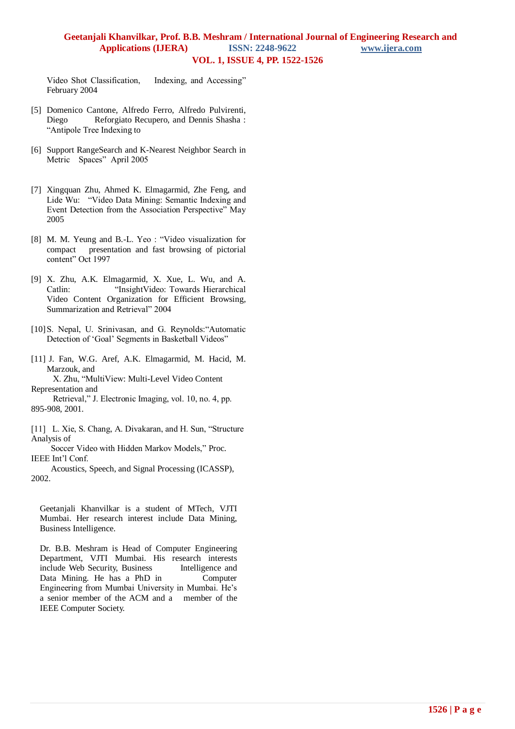Video Shot Classification, Indexing, and Accessing" February 2004

[5] Domenico Cantone, Alfredo Ferro, Alfredo Pulvirenti, Diego Reforgiato Recupero, and Dennis Shasha : "Antipole Tree Indexing to

[6] Support RangeSearch and K-Nearest Neighbor Search in Metric Spaces" April 2005

[7] Xingquan Zhu, Ahmed K. Elmagarmid, Zhe Feng, and Lide Wu: "Video Data Mining: Semantic Indexing and Event Detection from the Association Perspective" May 2005

[8] M. M. Yeung and B.-L. Yeo : "Video visualization for compact presentation and fast browsing of pictorial content" Oct 1997

[9] X. Zhu, A.K. Elmagarmid, X. Xue, L. Wu, and A. Catlin: "InsightVideo: Towards Hierarchical Video Content Organization for Efficient Browsing, Summarization and Retrieval" 2004

[10] S. Nepal, U. Srinivasan, and G. Reynolds:"Automatic Detection of 'Goal' Segments in Basketball Videos"

[11] J. Fan, W.G. Aref, A.K. Elmagarmid, M. Hacid, M. Marzouk, and X. Zhu, "MultiView: Multi-Level Video Content Representation and Retrieval," J. Electronic Imaging, vol. 10, no. 4, pp. 895-908, 2001.

[11] L. Xie, S. Chang, A. Divakaran, and H. Sun, "Structure Analysis of Soccer Video with Hidden Markov Models," Proc. IEEE Int'l Conf. Acoustics, Speech, and Signal Processing (ICASSP), 2002.

Geetanjali Khanvilkar is a student of MTech, VJTI Mumbai. Her research interest include Data Mining, Business Intelligence.

Dr. B.B. Meshram is Head of Computer Engineering Department, VJTI Mumbai. His research interests include Web Security, Business Intelligence and Data Mining. He has a PhD in Computer Engineering from Mumbai University in Mumbai. He's a senior member of the ACM and a member of the IEEE Computer Society.